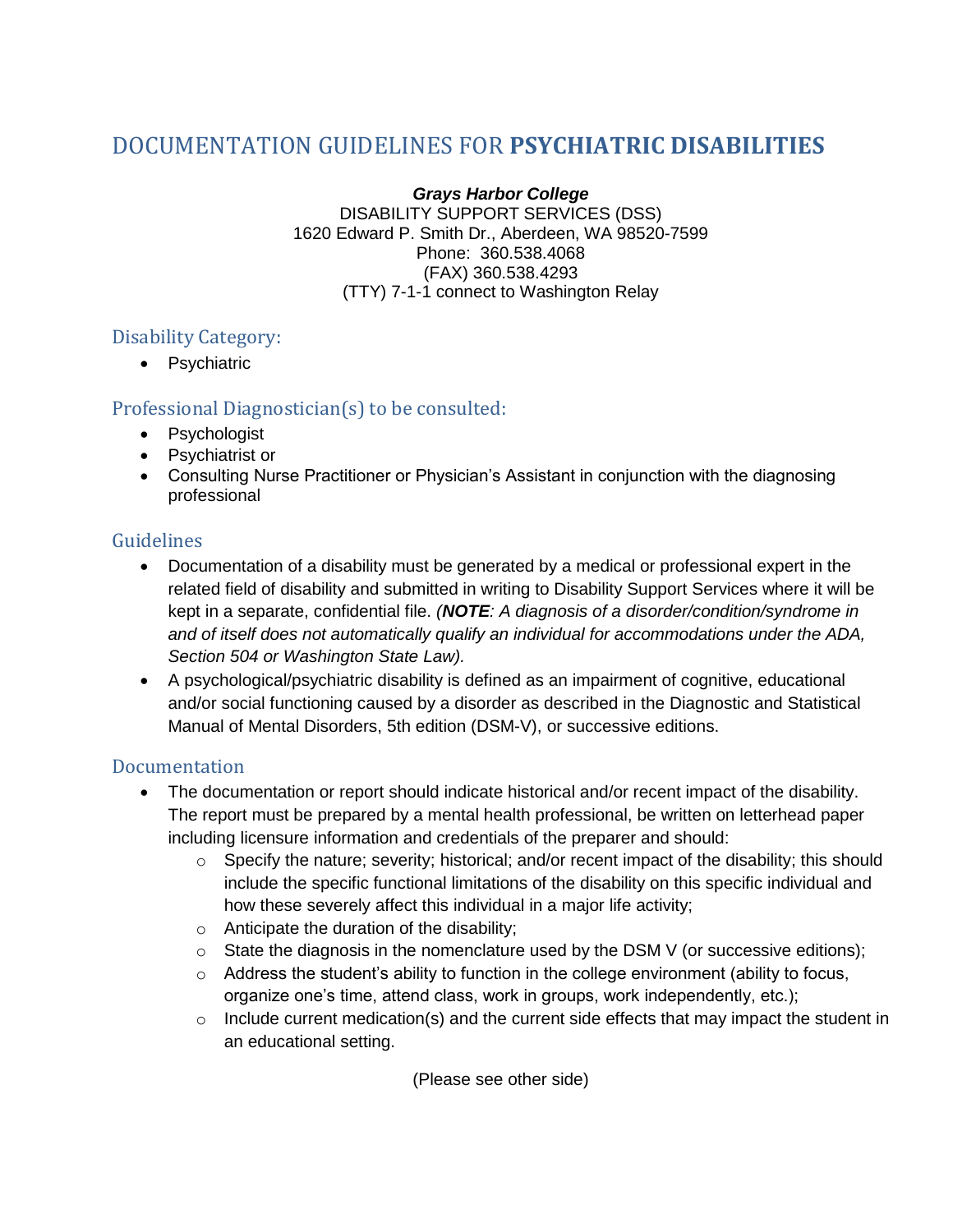# DOCUMENTATION GUIDELINES FOR **PSYCHIATRIC DISABILITIES**

***Grays Harbor College***
DISABILITY SUPPORT SERVICES (DSS)
1620 Edward P. Smith Dr., Aberdeen, WA 98520-7599
Phone: 360.538.4068
(FAX) 360.538.4293
(TTY) 7-1-1 connect to Washington Relay

## Disability Category:

- Psychiatric

## Professional Diagnostician(s) to be consulted:

- Psychologist
- Psychiatrist or
- Consulting Nurse Practitioner or Physician's Assistant in conjunction with the diagnosing professional

## Guidelines

- Documentation of a disability must be generated by a medical or professional expert in the related field of disability and submitted in writing to Disability Support Services where it will be kept in a separate, confidential file. *(**NOTE**: A diagnosis of a disorder/condition/syndrome in and of itself does not automatically qualify an individual for accommodations under the ADA, Section 504 or Washington State Law).*
- A psychological/psychiatric disability is defined as an impairment of cognitive, educational and/or social functioning caused by a disorder as described in the Diagnostic and Statistical Manual of Mental Disorders, 5th edition (DSM-V), or successive editions.

## Documentation

- The documentation or report should indicate historical and/or recent impact of the disability. The report must be prepared by a mental health professional, be written on letterhead paper including licensure information and credentials of the preparer and should:
  - Specify the nature; severity; historical; and/or recent impact of the disability; this should include the specific functional limitations of the disability on this specific individual and how these severely affect this individual in a major life activity;
  - Anticipate the duration of the disability;
  - State the diagnosis in the nomenclature used by the DSM V (or successive editions);
  - Address the student's ability to function in the college environment (ability to focus, organize one's time, attend class, work in groups, work independently, etc.);
  - Include current medication(s) and the current side effects that may impact the student in an educational setting.

(Please see other side)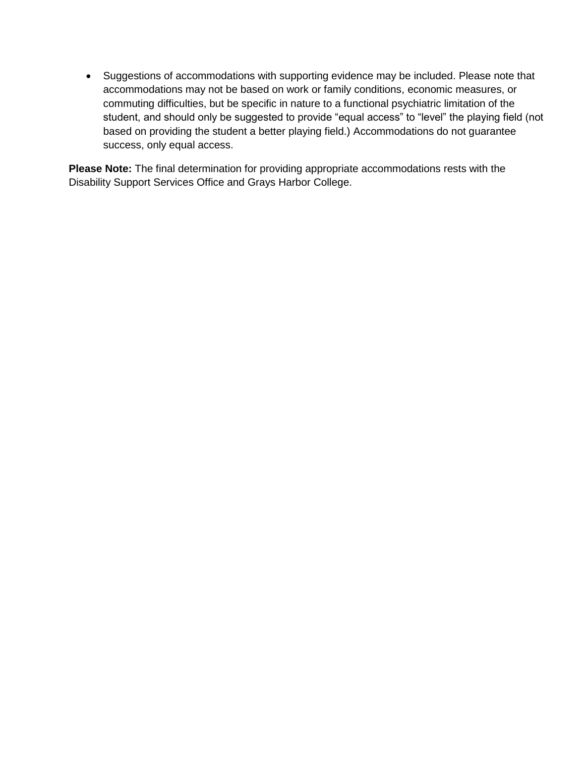- Suggestions of accommodations with supporting evidence may be included. Please note that accommodations may not be based on work or family conditions, economic measures, or commuting difficulties, but be specific in nature to a functional psychiatric limitation of the student, and should only be suggested to provide "equal access" to "level" the playing field (not based on providing the student a better playing field.) Accommodations do not guarantee success, only equal access.

**Please Note:** The final determination for providing appropriate accommodations rests with the Disability Support Services Office and Grays Harbor College.